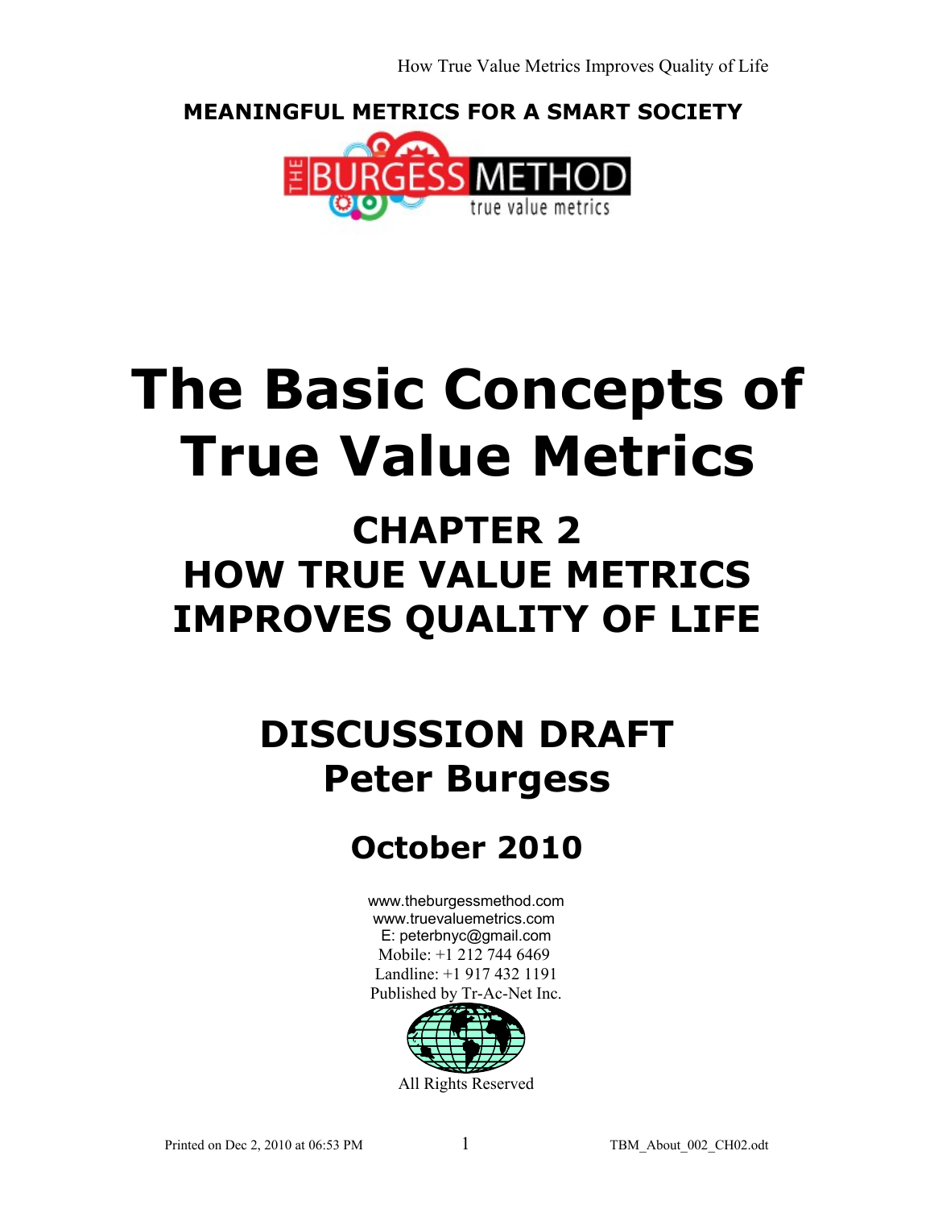**MEANINGFUL METRICS FOR A SMART SOCIETY**

# The Basic Concepts of True Value Metrics

## CHAPTER 2
## HOW TRUE VALUE METRICS IMPROVES QUALITY OF LIFE

## DISCUSSION DRAFT
## Peter Burgess

### October 2010

www.theburgessmethod.com
www.truevaluemetrics.com
E: peterbnyc@gmail.com
Mobile: +1 212 744 6469
Landline: +1 917 432 1191
Published by Tr-Ac-Net Inc.

All Rights Reserved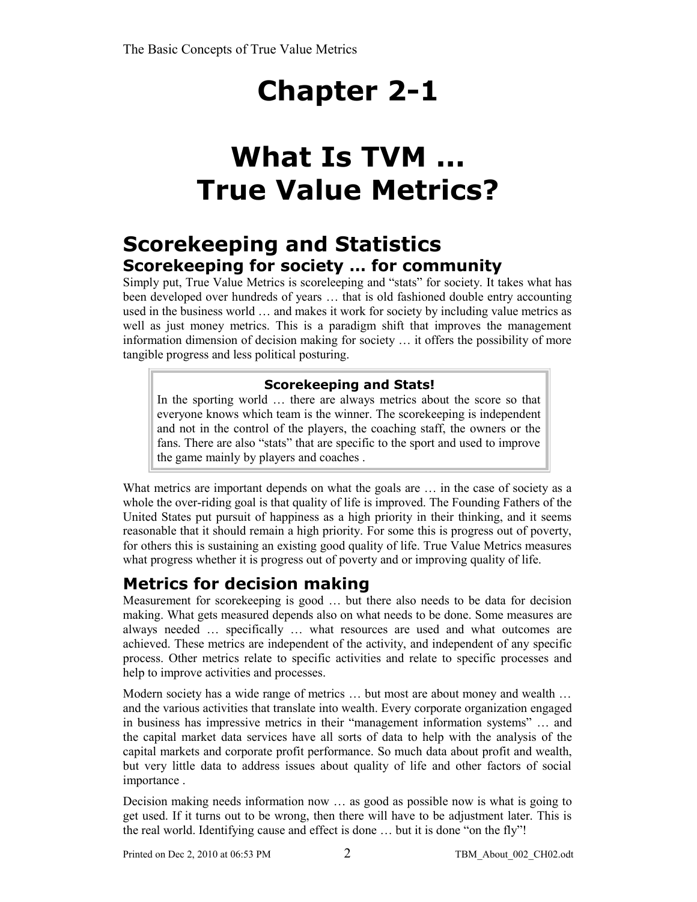# Chapter 2-1

# What Is TVM … True Value Metrics?

## Scorekeeping and Statistics

### Scorekeeping for society … for community

Simply put, True Value Metrics is scoreleeping and "stats" for society. It takes what has been developed over hundreds of years … that is old fashioned double entry accounting used in the business world … and makes it work for society by including value metrics as well as just money metrics. This is a paradigm shift that improves the management information dimension of decision making for society … it offers the possibility of more tangible progress and less political posturing.

> **Scorekeeping and Stats!**
>
> In the sporting world … there are always metrics about the score so that everyone knows which team is the winner. The scorekeeping is independent and not in the control of the players, the coaching staff, the owners or the fans. There are also "stats" that are specific to the sport and used to improve the game mainly by players and coaches .

What metrics are important depends on what the goals are … in the case of society as a whole the over-riding goal is that quality of life is improved. The Founding Fathers of the United States put pursuit of happiness as a high priority in their thinking, and it seems reasonable that it should remain a high priority. For some this is progress out of poverty, for others this is sustaining an existing good quality of life. True Value Metrics measures what progress whether it is progress out of poverty and or improving quality of life.

### Metrics for decision making

Measurement for scorekeeping is good … but there also needs to be data for decision making. What gets measured depends also on what needs to be done. Some measures are always needed … specifically … what resources are used and what outcomes are achieved. These metrics are independent of the activity, and independent of any specific process. Other metrics relate to specific activities and relate to specific processes and help to improve activities and processes.

Modern society has a wide range of metrics … but most are about money and wealth … and the various activities that translate into wealth. Every corporate organization engaged in business has impressive metrics in their "management information systems" … and the capital market data services have all sorts of data to help with the analysis of the capital markets and corporate profit performance. So much data about profit and wealth, but very little data to address issues about quality of life and other factors of social importance .

Decision making needs information now … as good as possible now is what is going to get used. If it turns out to be wrong, then there will have to be adjustment later. This is the real world. Identifying cause and effect is done … but it is done "on the fly"!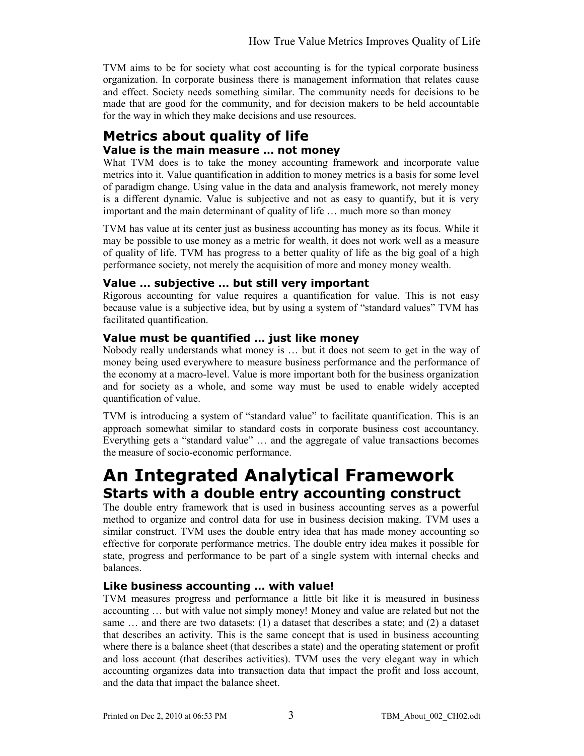TVM aims to be for society what cost accounting is for the typical corporate business organization. In corporate business there is management information that relates cause and effect. Society needs something similar. The community needs for decisions to be made that are good for the community, and for decision makers to be held accountable for the way in which they make decisions and use resources.

## Metrics about quality of life

### Value is the main measure … not money

What TVM does is to take the money accounting framework and incorporate value metrics into it. Value quantification in addition to money metrics is a basis for some level of paradigm change. Using value in the data and analysis framework, not merely money is a different dynamic. Value is subjective and not as easy to quantify, but it is very important and the main determinant of quality of life … much more so than money

TVM has value at its center just as business accounting has money as its focus. While it may be possible to use money as a metric for wealth, it does not work well as a measure of quality of life. TVM has progress to a better quality of life as the big goal of a high performance society, not merely the acquisition of more and money money wealth.

### Value … subjective … but still very important

Rigorous accounting for value requires a quantification for value. This is not easy because value is a subjective idea, but by using a system of "standard values" TVM has facilitated quantification.

### Value must be quantified … just like money

Nobody really understands what money is … but it does not seem to get in the way of money being used everywhere to measure business performance and the performance of the economy at a macro-level. Value is more important both for the business organization and for society as a whole, and some way must be used to enable widely accepted quantification of value.

TVM is introducing a system of "standard value" to facilitate quantification. This is an approach somewhat similar to standard costs in corporate business cost accountancy. Everything gets a "standard value" … and the aggregate of value transactions becomes the measure of socio-economic performance.

# An Integrated Analytical Framework

## Starts with a double entry accounting construct

The double entry framework that is used in business accounting serves as a powerful method to organize and control data for use in business decision making. TVM uses a similar construct. TVM uses the double entry idea that has made money accounting so effective for corporate performance metrics. The double entry idea makes it possible for state, progress and performance to be part of a single system with internal checks and balances.

### Like business accounting … with value!

TVM measures progress and performance a little bit like it is measured in business accounting … but with value not simply money! Money and value are related but not the same … and there are two datasets: (1) a dataset that describes a state; and (2) a dataset that describes an activity. This is the same concept that is used in business accounting where there is a balance sheet (that describes a state) and the operating statement or profit and loss account (that describes activities). TVM uses the very elegant way in which accounting organizes data into transaction data that impact the profit and loss account, and the data that impact the balance sheet.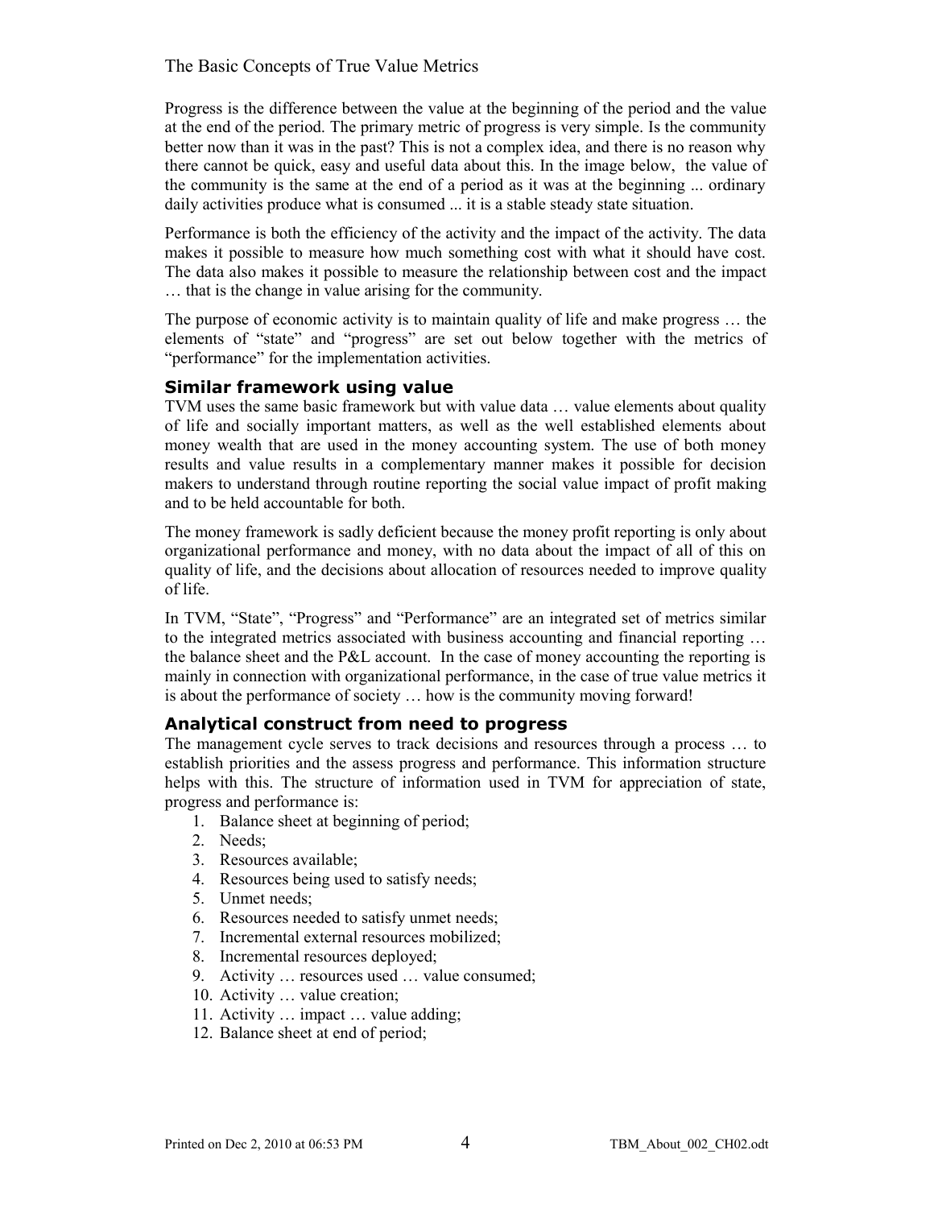Progress is the difference between the value at the beginning of the period and the value at the end of the period. The primary metric of progress is very simple. Is the community better now than it was in the past? This is not a complex idea, and there is no reason why there cannot be quick, easy and useful data about this. In the image below, the value of the community is the same at the end of a period as it was at the beginning ... ordinary daily activities produce what is consumed ... it is a stable steady state situation.

Performance is both the efficiency of the activity and the impact of the activity. The data makes it possible to measure how much something cost with what it should have cost. The data also makes it possible to measure the relationship between cost and the impact … that is the change in value arising for the community.

The purpose of economic activity is to maintain quality of life and make progress … the elements of "state" and "progress" are set out below together with the metrics of "performance" for the implementation activities.

## Similar framework using value

TVM uses the same basic framework but with value data … value elements about quality of life and socially important matters, as well as the well established elements about money wealth that are used in the money accounting system. The use of both money results and value results in a complementary manner makes it possible for decision makers to understand through routine reporting the social value impact of profit making and to be held accountable for both.

The money framework is sadly deficient because the money profit reporting is only about organizational performance and money, with no data about the impact of all of this on quality of life, and the decisions about allocation of resources needed to improve quality of life.

In TVM, "State", "Progress" and "Performance" are an integrated set of metrics similar to the integrated metrics associated with business accounting and financial reporting … the balance sheet and the P&L account. In the case of money accounting the reporting is mainly in connection with organizational performance, in the case of true value metrics it is about the performance of society … how is the community moving forward!

## Analytical construct from need to progress

The management cycle serves to track decisions and resources through a process … to establish priorities and the assess progress and performance. This information structure helps with this. The structure of information used in TVM for appreciation of state, progress and performance is:

1. Balance sheet at beginning of period;
2. Needs;
3. Resources available;
4. Resources being used to satisfy needs;
5. Unmet needs;
6. Resources needed to satisfy unmet needs;
7. Incremental external resources mobilized;
8. Incremental resources deployed;
9. Activity … resources used … value consumed;
10. Activity … value creation;
11. Activity … impact … value adding;
12. Balance sheet at end of period;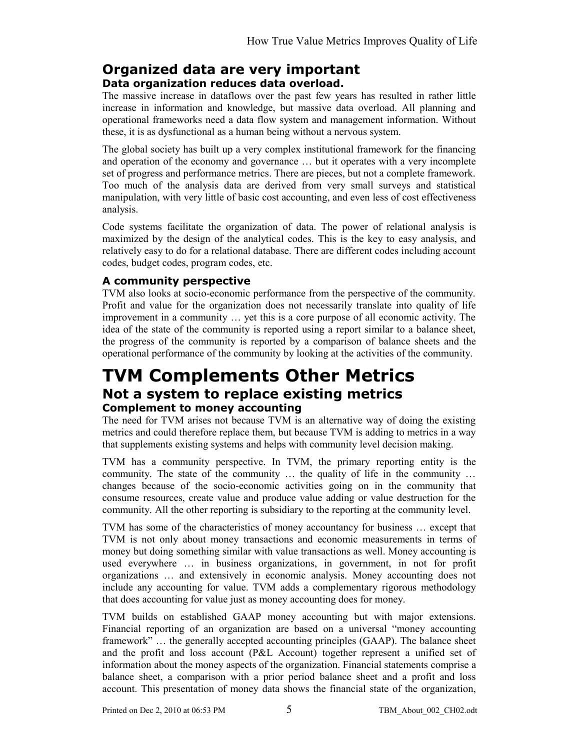## Organized data are very important

### Data organization reduces data overload.

The massive increase in dataflows over the past few years has resulted in rather little increase in information and knowledge, but massive data overload. All planning and operational frameworks need a data flow system and management information. Without these, it is as dysfunctional as a human being without a nervous system.

The global society has built up a very complex institutional framework for the financing and operation of the economy and governance … but it operates with a very incomplete set of progress and performance metrics. There are pieces, but not a complete framework. Too much of the analysis data are derived from very small surveys and statistical manipulation, with very little of basic cost accounting, and even less of cost effectiveness analysis.

Code systems facilitate the organization of data. The power of relational analysis is maximized by the design of the analytical codes. This is the key to easy analysis, and relatively easy to do for a relational database. There are different codes including account codes, budget codes, program codes, etc.

### A community perspective

TVM also looks at socio-economic performance from the perspective of the community. Profit and value for the organization does not necessarily translate into quality of life improvement in a community … yet this is a core purpose of all economic activity. The idea of the state of the community is reported using a report similar to a balance sheet, the progress of the community is reported by a comparison of balance sheets and the operational performance of the community by looking at the activities of the community.

# TVM Complements Other Metrics

## Not a system to replace existing metrics

### Complement to money accounting

The need for TVM arises not because TVM is an alternative way of doing the existing metrics and could therefore replace them, but because TVM is adding to metrics in a way that supplements existing systems and helps with community level decision making.

TVM has a community perspective. In TVM, the primary reporting entity is the community. The state of the community … the quality of life in the community … changes because of the socio-economic activities going on in the community that consume resources, create value and produce value adding or value destruction for the community. All the other reporting is subsidiary to the reporting at the community level.

TVM has some of the characteristics of money accountancy for business … except that TVM is not only about money transactions and economic measurements in terms of money but doing something similar with value transactions as well. Money accounting is used everywhere … in business organizations, in government, in not for profit organizations … and extensively in economic analysis. Money accounting does not include any accounting for value. TVM adds a complementary rigorous methodology that does accounting for value just as money accounting does for money.

TVM builds on established GAAP money accounting but with major extensions. Financial reporting of an organization are based on a universal "money accounting framework" … the generally accepted accounting principles (GAAP). The balance sheet and the profit and loss account (P&L Account) together represent a unified set of information about the money aspects of the organization. Financial statements comprise a balance sheet, a comparison with a prior period balance sheet and a profit and loss account. This presentation of money data shows the financial state of the organization,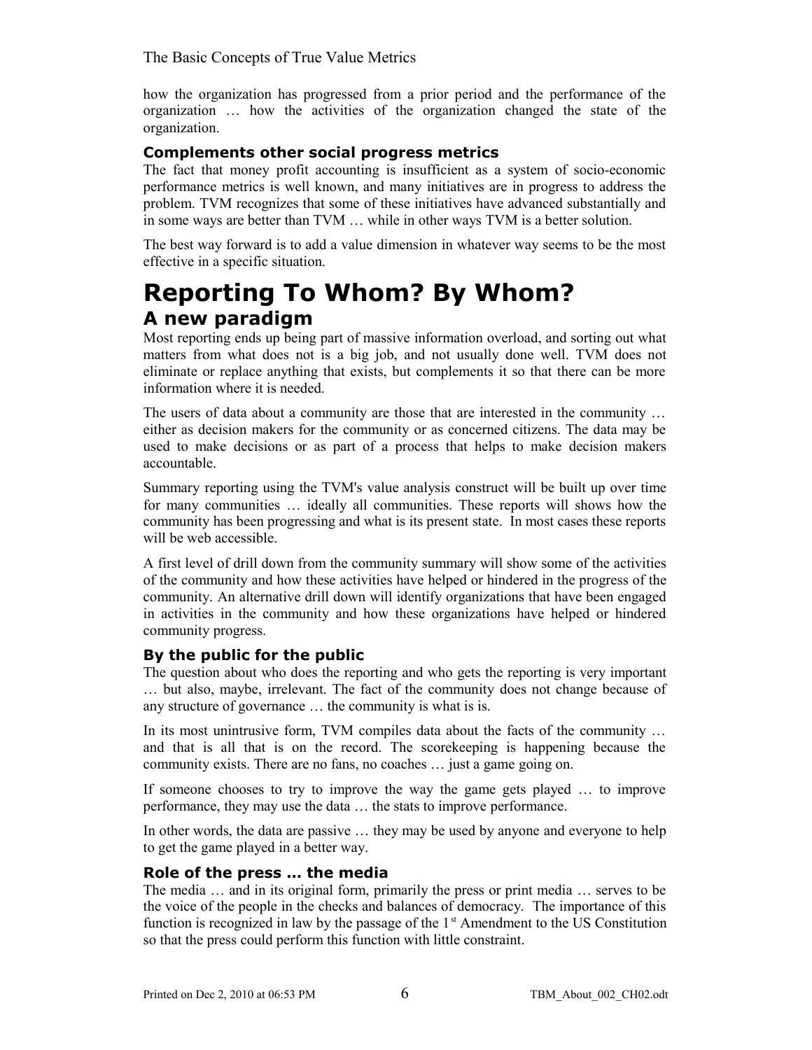how the organization has progressed from a prior period and the performance of the organization … how the activities of the organization changed the state of the organization.

### Complements other social progress metrics

The fact that money profit accounting is insufficient as a system of socio-economic performance metrics is well known, and many initiatives are in progress to address the problem. TVM recognizes that some of these initiatives have advanced substantially and in some ways are better than TVM … while in other ways TVM is a better solution.

The best way forward is to add a value dimension in whatever way seems to be the most effective in a specific situation.

# Reporting To Whom? By Whom?

## A new paradigm

Most reporting ends up being part of massive information overload, and sorting out what matters from what does not is a big job, and not usually done well. TVM does not eliminate or replace anything that exists, but complements it so that there can be more information where it is needed.

The users of data about a community are those that are interested in the community … either as decision makers for the community or as concerned citizens. The data may be used to make decisions or as part of a process that helps to make decision makers accountable.

Summary reporting using the TVM's value analysis construct will be built up over time for many communities … ideally all communities. These reports will shows how the community has been progressing and what is its present state. In most cases these reports will be web accessible.

A first level of drill down from the community summary will show some of the activities of the community and how these activities have helped or hindered in the progress of the community. An alternative drill down will identify organizations that have been engaged in activities in the community and how these organizations have helped or hindered community progress.

### By the public for the public

The question about who does the reporting and who gets the reporting is very important … but also, maybe, irrelevant. The fact of the community does not change because of any structure of governance … the community is what is is.

In its most unintrusive form, TVM compiles data about the facts of the community … and that is all that is on the record. The scorekeeping is happening because the community exists. There are no fans, no coaches … just a game going on.

If someone chooses to try to improve the way the game gets played … to improve performance, they may use the data … the stats to improve performance.

In other words, the data are passive … they may be used by anyone and everyone to help to get the game played in a better way.

### Role of the press … the media

The media … and in its original form, primarily the press or print media … serves to be the voice of the people in the checks and balances of democracy. The importance of this function is recognized in law by the passage of the 1st Amendment to the US Constitution so that the press could perform this function with little constraint.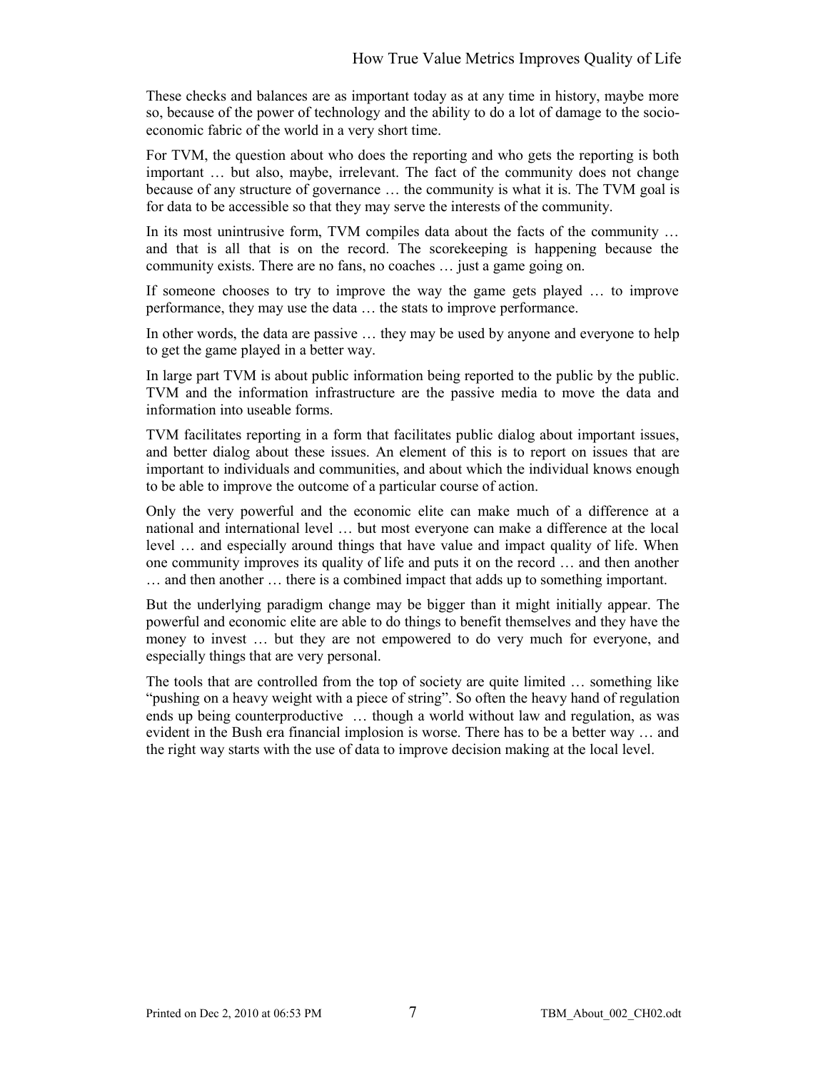These checks and balances are as important today as at any time in history, maybe more so, because of the power of technology and the ability to do a lot of damage to the socio-economic fabric of the world in a very short time.

For TVM, the question about who does the reporting and who gets the reporting is both important … but also, maybe, irrelevant. The fact of the community does not change because of any structure of governance … the community is what it is. The TVM goal is for data to be accessible so that they may serve the interests of the community.

In its most unintrusive form, TVM compiles data about the facts of the community … and that is all that is on the record. The scorekeeping is happening because the community exists. There are no fans, no coaches … just a game going on.

If someone chooses to try to improve the way the game gets played … to improve performance, they may use the data … the stats to improve performance.

In other words, the data are passive … they may be used by anyone and everyone to help to get the game played in a better way.

In large part TVM is about public information being reported to the public by the public. TVM and the information infrastructure are the passive media to move the data and information into useable forms.

TVM facilitates reporting in a form that facilitates public dialog about important issues, and better dialog about these issues. An element of this is to report on issues that are important to individuals and communities, and about which the individual knows enough to be able to improve the outcome of a particular course of action.

Only the very powerful and the economic elite can make much of a difference at a national and international level … but most everyone can make a difference at the local level … and especially around things that have value and impact quality of life. When one community improves its quality of life and puts it on the record … and then another … and then another … there is a combined impact that adds up to something important.

But the underlying paradigm change may be bigger than it might initially appear. The powerful and economic elite are able to do things to benefit themselves and they have the money to invest … but they are not empowered to do very much for everyone, and especially things that are very personal.

The tools that are controlled from the top of society are quite limited … something like "pushing on a heavy weight with a piece of string". So often the heavy hand of regulation ends up being counterproductive … though a world without law and regulation, as was evident in the Bush era financial implosion is worse. There has to be a better way … and the right way starts with the use of data to improve decision making at the local level.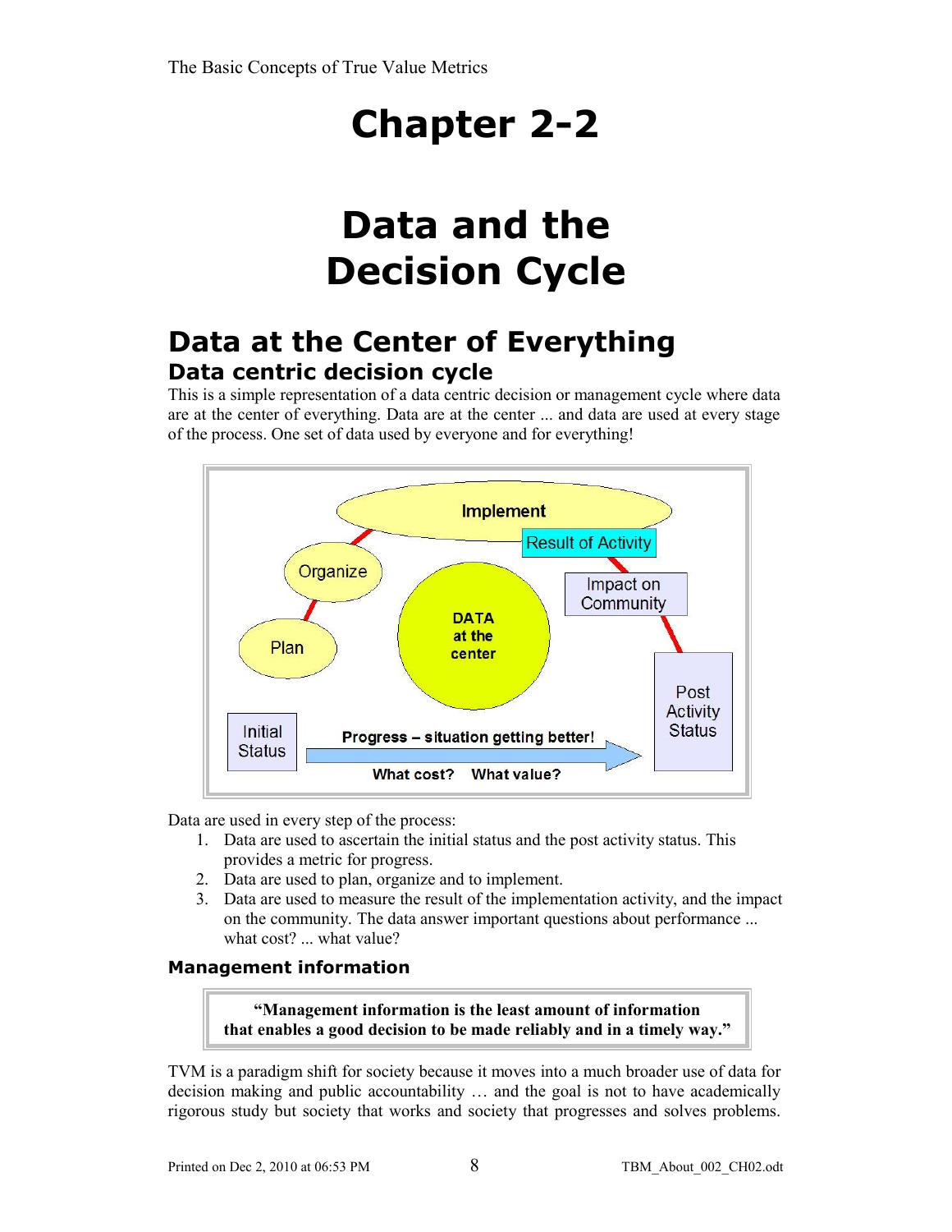# Chapter 2-2

# Data and the Decision Cycle

## Data at the Center of Everything

### Data centric decision cycle

This is a simple representation of a data centric decision or management cycle where data are at the center of everything. Data are at the center ... and data are used at every stage of the process. One set of data used by everyone and for everything!

Implement

Result of Activity

Organize

Impact on Community

DATA at the center

Plan

Post Activity Status

Initial Status

Progress – situation getting better!

What cost? What value?

Data are used in every step of the process:

1. Data are used to ascertain the initial status and the post activity status. This provides a metric for progress.
2. Data are used to plan, organize and to implement.
3. Data are used to measure the result of the implementation activity, and the impact on the community. The data answer important questions about performance ... what cost? ... what value?

### Management information

> **"Management information is the least amount of information that enables a good decision to be made reliably and in a timely way."**

TVM is a paradigm shift for society because it moves into a much broader use of data for decision making and public accountability … and the goal is not to have academically rigorous study but society that works and society that progresses and solves problems.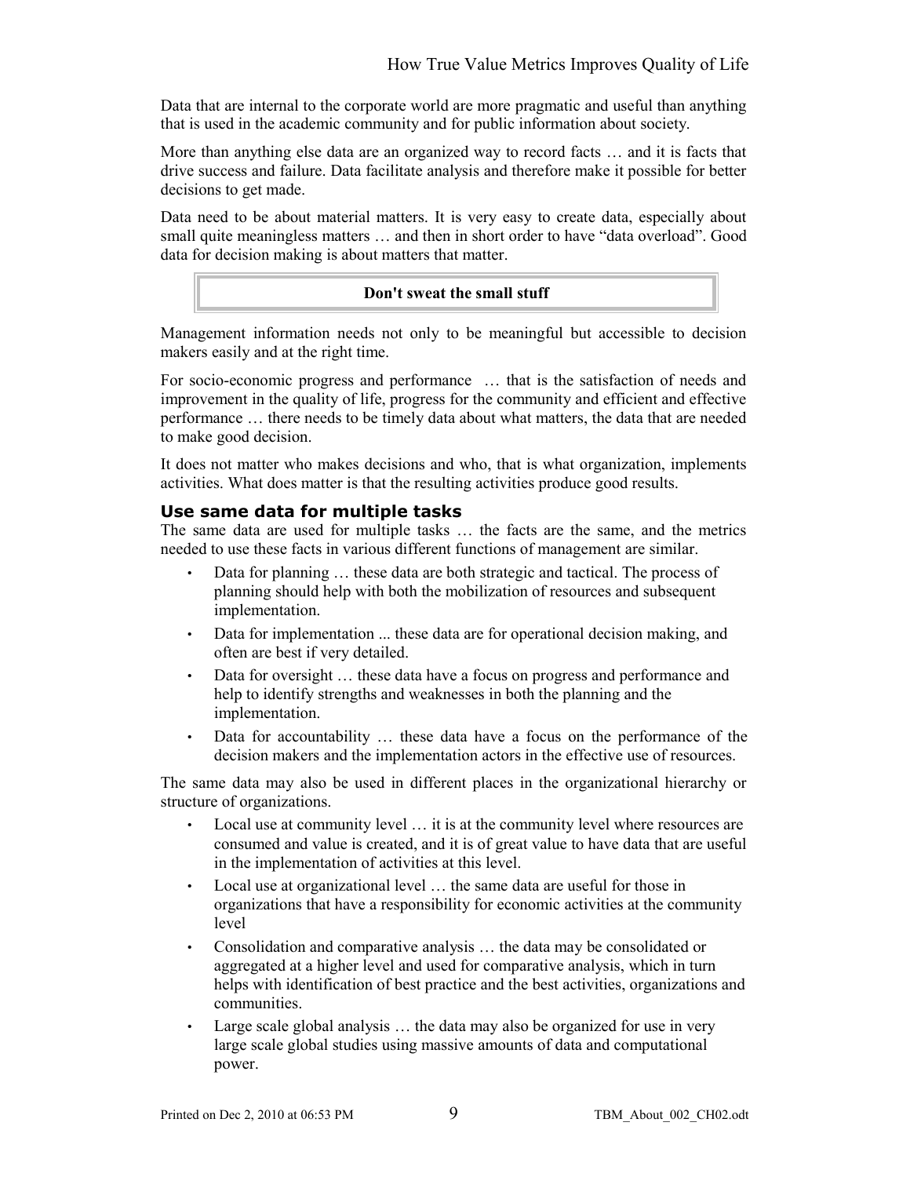Data that are internal to the corporate world are more pragmatic and useful than anything that is used in the academic community and for public information about society.

More than anything else data are an organized way to record facts … and it is facts that drive success and failure. Data facilitate analysis and therefore make it possible for better decisions to get made.

Data need to be about material matters. It is very easy to create data, especially about small quite meaningless matters … and then in short order to have "data overload". Good data for decision making is about matters that matter.

**Don't sweat the small stuff**

Management information needs not only to be meaningful but accessible to decision makers easily and at the right time.

For socio-economic progress and performance … that is the satisfaction of needs and improvement in the quality of life, progress for the community and efficient and effective performance … there needs to be timely data about what matters, the data that are needed to make good decision.

It does not matter who makes decisions and who, that is what organization, implements activities. What does matter is that the resulting activities produce good results.

### Use same data for multiple tasks

The same data are used for multiple tasks … the facts are the same, and the metrics needed to use these facts in various different functions of management are similar.

- Data for planning … these data are both strategic and tactical. The process of planning should help with both the mobilization of resources and subsequent implementation.
- Data for implementation ... these data are for operational decision making, and often are best if very detailed.
- Data for oversight … these data have a focus on progress and performance and help to identify strengths and weaknesses in both the planning and the implementation.
- Data for accountability … these data have a focus on the performance of the decision makers and the implementation actors in the effective use of resources.

The same data may also be used in different places in the organizational hierarchy or structure of organizations.

- Local use at community level … it is at the community level where resources are consumed and value is created, and it is of great value to have data that are useful in the implementation of activities at this level.
- Local use at organizational level … the same data are useful for those in organizations that have a responsibility for economic activities at the community level
- Consolidation and comparative analysis … the data may be consolidated or aggregated at a higher level and used for comparative analysis, which in turn helps with identification of best practice and the best activities, organizations and communities.
- Large scale global analysis … the data may also be organized for use in very large scale global studies using massive amounts of data and computational power.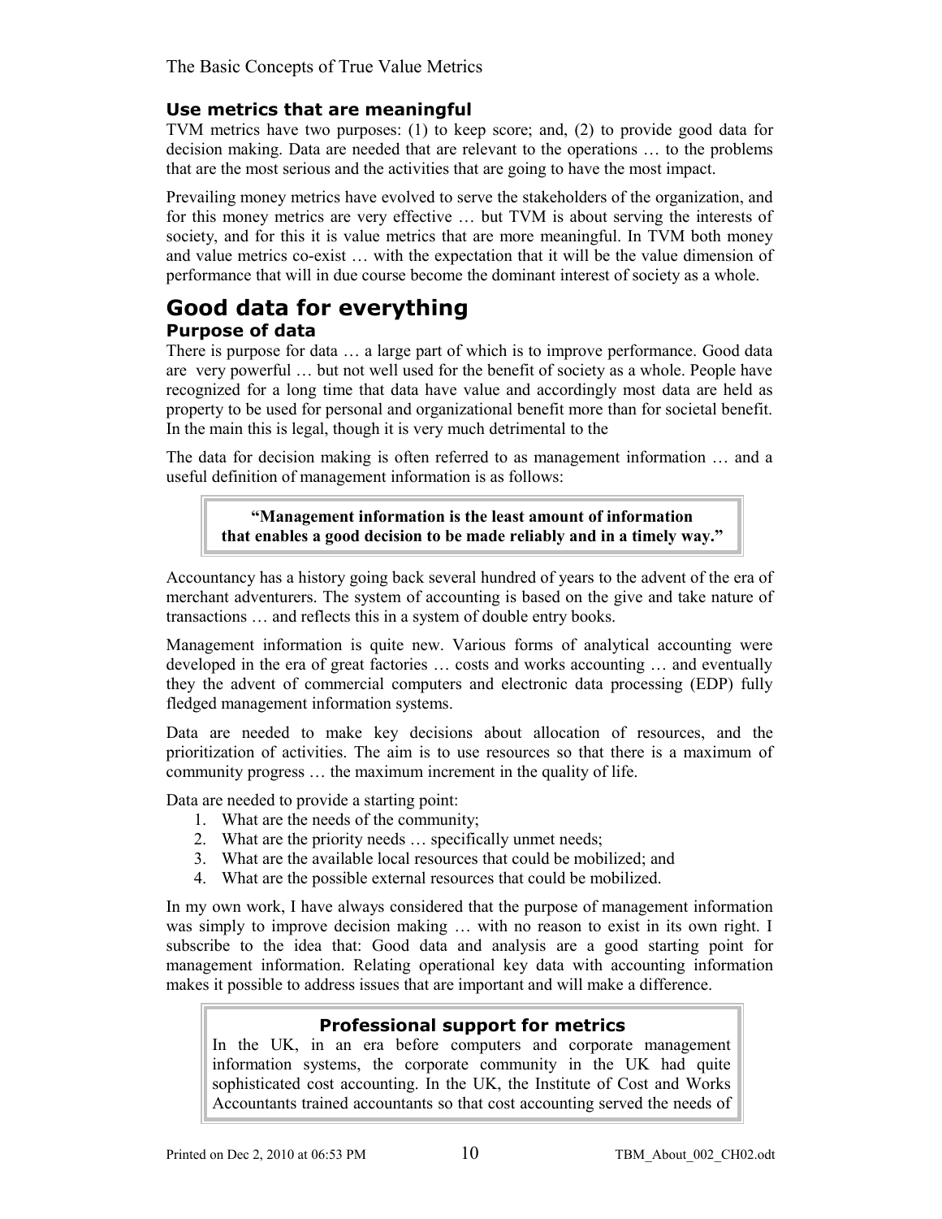### Use metrics that are meaningful

TVM metrics have two purposes: (1) to keep score; and, (2) to provide good data for decision making. Data are needed that are relevant to the operations … to the problems that are the most serious and the activities that are going to have the most impact.

Prevailing money metrics have evolved to serve the stakeholders of the organization, and for this money metrics are very effective … but TVM is about serving the interests of society, and for this it is value metrics that are more meaningful. In TVM both money and value metrics co-exist … with the expectation that it will be the value dimension of performance that will in due course become the dominant interest of society as a whole.

## Good data for everything

### Purpose of data

There is purpose for data … a large part of which is to improve performance. Good data are very powerful … but not well used for the benefit of society as a whole. People have recognized for a long time that data have value and accordingly most data are held as property to be used for personal and organizational benefit more than for societal benefit. In the main this is legal, though it is very much detrimental to the

The data for decision making is often referred to as management information … and a useful definition of management information is as follows:

> **"Management information is the least amount of information that enables a good decision to be made reliably and in a timely way."**

Accountancy has a history going back several hundred of years to the advent of the era of merchant adventurers. The system of accounting is based on the give and take nature of transactions … and reflects this in a system of double entry books.

Management information is quite new. Various forms of analytical accounting were developed in the era of great factories … costs and works accounting … and eventually they the advent of commercial computers and electronic data processing (EDP) fully fledged management information systems.

Data are needed to make key decisions about allocation of resources, and the prioritization of activities. The aim is to use resources so that there is a maximum of community progress … the maximum increment in the quality of life.

Data are needed to provide a starting point:

1. What are the needs of the community;
2. What are the priority needs … specifically unmet needs;
3. What are the available local resources that could be mobilized; and
4. What are the possible external resources that could be mobilized.

In my own work, I have always considered that the purpose of management information was simply to improve decision making … with no reason to exist in its own right. I subscribe to the idea that: Good data and analysis are a good starting point for management information. Relating operational key data with accounting information makes it possible to address issues that are important and will make a difference.

> **Professional support for metrics**
>
> In the UK, in an era before computers and corporate management information systems, the corporate community in the UK had quite sophisticated cost accounting. In the UK, the Institute of Cost and Works Accountants trained accountants so that cost accounting served the needs of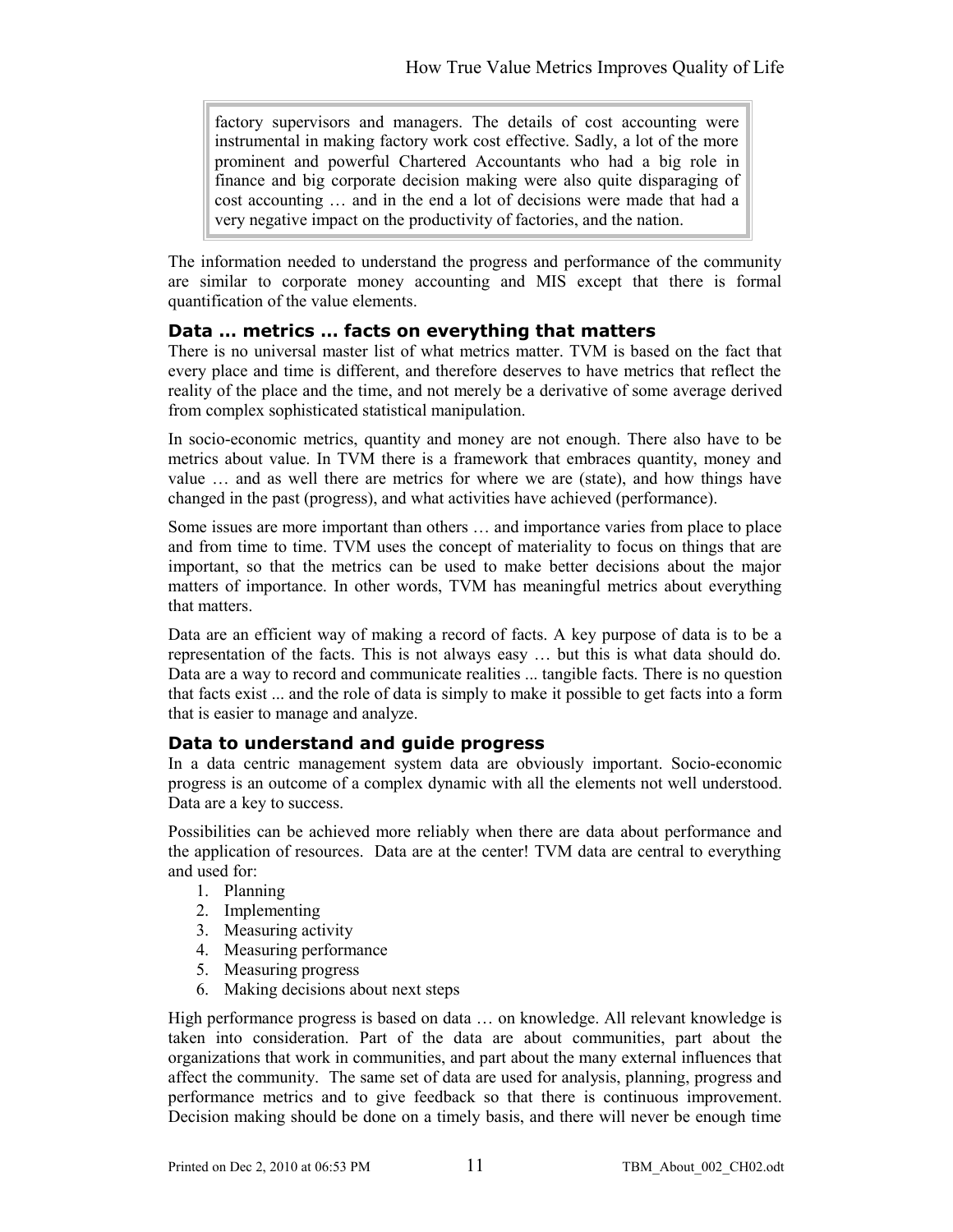> factory supervisors and managers. The details of cost accounting were instrumental in making factory work cost effective. Sadly, a lot of the more prominent and powerful Chartered Accountants who had a big role in finance and big corporate decision making were also quite disparaging of cost accounting … and in the end a lot of decisions were made that had a very negative impact on the productivity of factories, and the nation.

The information needed to understand the progress and performance of the community are similar to corporate money accounting and MIS except that there is formal quantification of the value elements.

### Data … metrics … facts on everything that matters

There is no universal master list of what metrics matter. TVM is based on the fact that every place and time is different, and therefore deserves to have metrics that reflect the reality of the place and the time, and not merely be a derivative of some average derived from complex sophisticated statistical manipulation.

In socio-economic metrics, quantity and money are not enough. There also have to be metrics about value. In TVM there is a framework that embraces quantity, money and value … and as well there are metrics for where we are (state), and how things have changed in the past (progress), and what activities have achieved (performance).

Some issues are more important than others … and importance varies from place to place and from time to time. TVM uses the concept of materiality to focus on things that are important, so that the metrics can be used to make better decisions about the major matters of importance. In other words, TVM has meaningful metrics about everything that matters.

Data are an efficient way of making a record of facts. A key purpose of data is to be a representation of the facts. This is not always easy … but this is what data should do. Data are a way to record and communicate realities ... tangible facts. There is no question that facts exist ... and the role of data is simply to make it possible to get facts into a form that is easier to manage and analyze.

### Data to understand and guide progress

In a data centric management system data are obviously important. Socio-economic progress is an outcome of a complex dynamic with all the elements not well understood. Data are a key to success.

Possibilities can be achieved more reliably when there are data about performance and the application of resources. Data are at the center! TVM data are central to everything and used for:

1. Planning
2. Implementing
3. Measuring activity
4. Measuring performance
5. Measuring progress
6. Making decisions about next steps

High performance progress is based on data … on knowledge. All relevant knowledge is taken into consideration. Part of the data are about communities, part about the organizations that work in communities, and part about the many external influences that affect the community. The same set of data are used for analysis, planning, progress and performance metrics and to give feedback so that there is continuous improvement. Decision making should be done on a timely basis, and there will never be enough time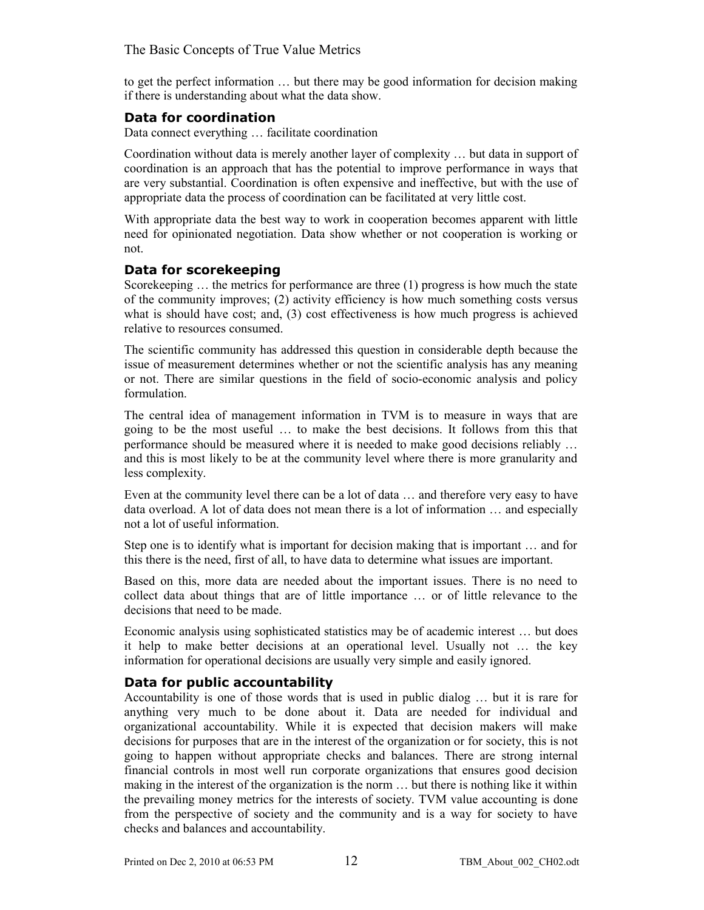to get the perfect information … but there may be good information for decision making if there is understanding about what the data show.

### Data for coordination

Data connect everything … facilitate coordination

Coordination without data is merely another layer of complexity … but data in support of coordination is an approach that has the potential to improve performance in ways that are very substantial. Coordination is often expensive and ineffective, but with the use of appropriate data the process of coordination can be facilitated at very little cost.

With appropriate data the best way to work in cooperation becomes apparent with little need for opinionated negotiation. Data show whether or not cooperation is working or not.

### Data for scorekeeping

Scorekeeping … the metrics for performance are three (1) progress is how much the state of the community improves; (2) activity efficiency is how much something costs versus what is should have cost; and, (3) cost effectiveness is how much progress is achieved relative to resources consumed.

The scientific community has addressed this question in considerable depth because the issue of measurement determines whether or not the scientific analysis has any meaning or not. There are similar questions in the field of socio-economic analysis and policy formulation.

The central idea of management information in TVM is to measure in ways that are going to be the most useful … to make the best decisions. It follows from this that performance should be measured where it is needed to make good decisions reliably … and this is most likely to be at the community level where there is more granularity and less complexity.

Even at the community level there can be a lot of data … and therefore very easy to have data overload. A lot of data does not mean there is a lot of information … and especially not a lot of useful information.

Step one is to identify what is important for decision making that is important … and for this there is the need, first of all, to have data to determine what issues are important.

Based on this, more data are needed about the important issues. There is no need to collect data about things that are of little importance … or of little relevance to the decisions that need to be made.

Economic analysis using sophisticated statistics may be of academic interest … but does it help to make better decisions at an operational level. Usually not … the key information for operational decisions are usually very simple and easily ignored.

### Data for public accountability

Accountability is one of those words that is used in public dialog … but it is rare for anything very much to be done about it. Data are needed for individual and organizational accountability. While it is expected that decision makers will make decisions for purposes that are in the interest of the organization or for society, this is not going to happen without appropriate checks and balances. There are strong internal financial controls in most well run corporate organizations that ensures good decision making in the interest of the organization is the norm … but there is nothing like it within the prevailing money metrics for the interests of society. TVM value accounting is done from the perspective of society and the community and is a way for society to have checks and balances and accountability.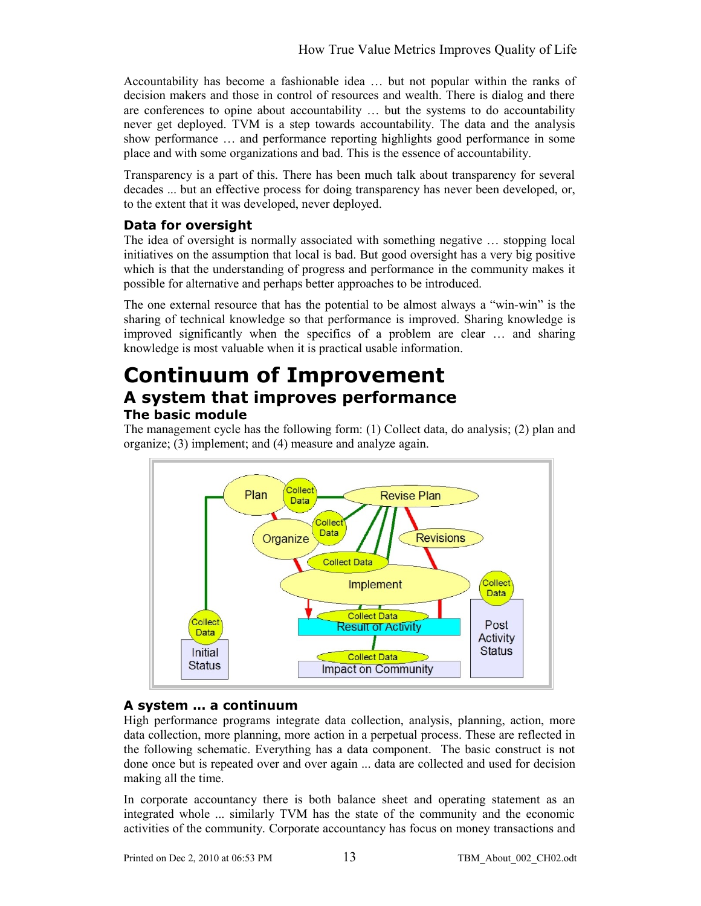Accountability has become a fashionable idea … but not popular within the ranks of decision makers and those in control of resources and wealth. There is dialog and there are conferences to opine about accountability … but the systems to do accountability never get deployed. TVM is a step towards accountability. The data and the analysis show performance … and performance reporting highlights good performance in some place and with some organizations and bad. This is the essence of accountability.

Transparency is a part of this. There has been much talk about transparency for several decades ... but an effective process for doing transparency has never been developed, or, to the extent that it was developed, never deployed.

### Data for oversight

The idea of oversight is normally associated with something negative … stopping local initiatives on the assumption that local is bad. But good oversight has a very big positive which is that the understanding of progress and performance in the community makes it possible for alternative and perhaps better approaches to be introduced.

The one external resource that has the potential to be almost always a "win-win" is the sharing of technical knowledge so that performance is improved. Sharing knowledge is improved significantly when the specifics of a problem are clear … and sharing knowledge is most valuable when it is practical usable information.

# Continuum of Improvement

## A system that improves performance

### The basic module

The management cycle has the following form: (1) Collect data, do analysis; (2) plan and organize; (3) implement; and (4) measure and analyze again.

### A system … a continuum

High performance programs integrate data collection, analysis, planning, action, more data collection, more planning, more action in a perpetual process. These are reflected in the following schematic. Everything has a data component. The basic construct is not done once but is repeated over and over again ... data are collected and used for decision making all the time.

In corporate accountancy there is both balance sheet and operating statement as an integrated whole ... similarly TVM has the state of the community and the economic activities of the community. Corporate accountancy has focus on money transactions and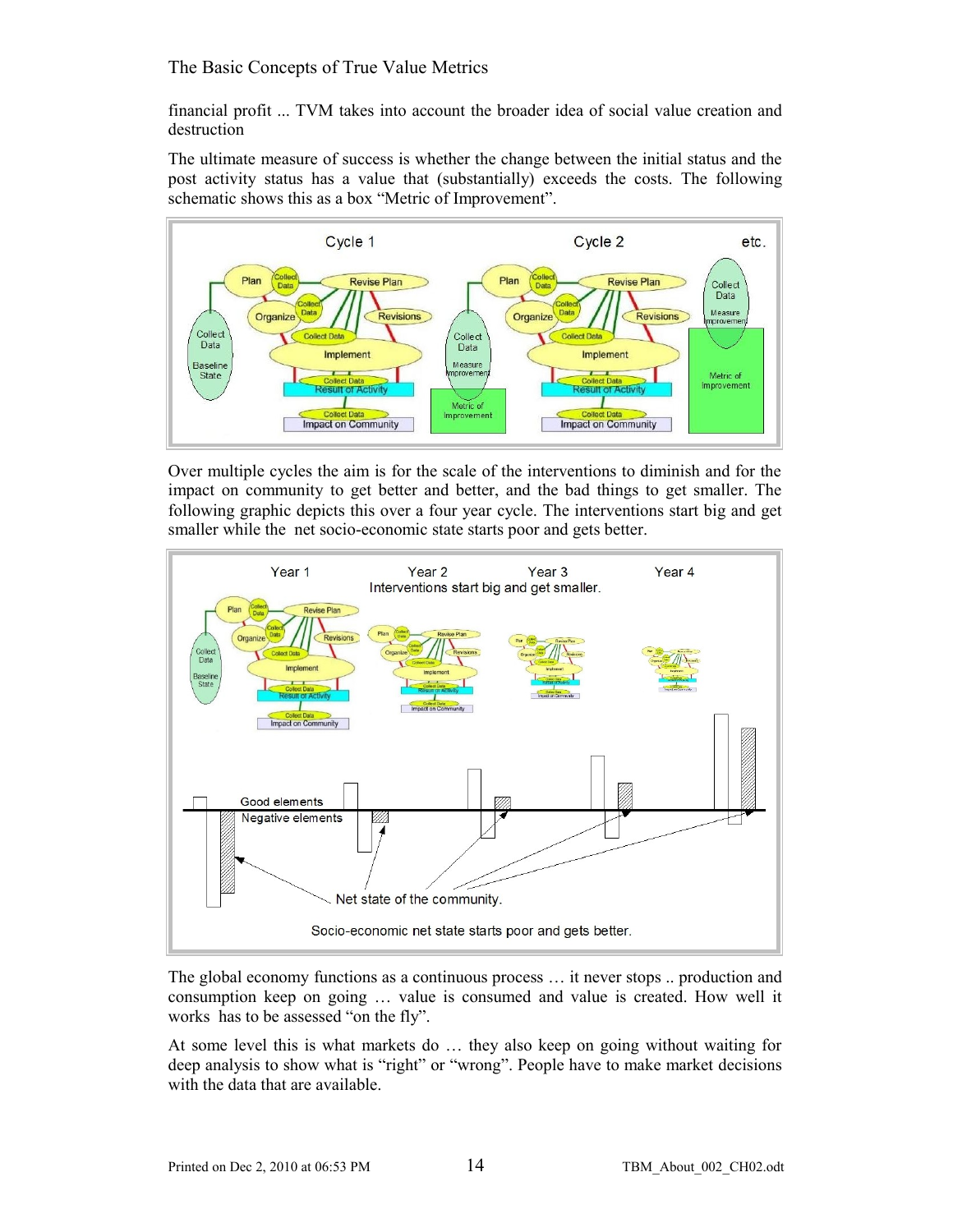financial profit ... TVM takes into account the broader idea of social value creation and destruction

The ultimate measure of success is whether the change between the initial status and the post activity status has a value that (substantially) exceeds the costs. The following schematic shows this as a box “Metric of Improvement”.

Over multiple cycles the aim is for the scale of the interventions to diminish and for the impact on community to get better and better, and the bad things to get smaller. The following graphic depicts this over a four year cycle. The interventions start big and get smaller while the net socio-economic state starts poor and gets better.

The global economy functions as a continuous process … it never stops .. production and consumption keep on going … value is consumed and value is created. How well it works has to be assessed “on the fly”.

At some level this is what markets do … they also keep on going without waiting for deep analysis to show what is “right” or “wrong”. People have to make market decisions with the data that are available.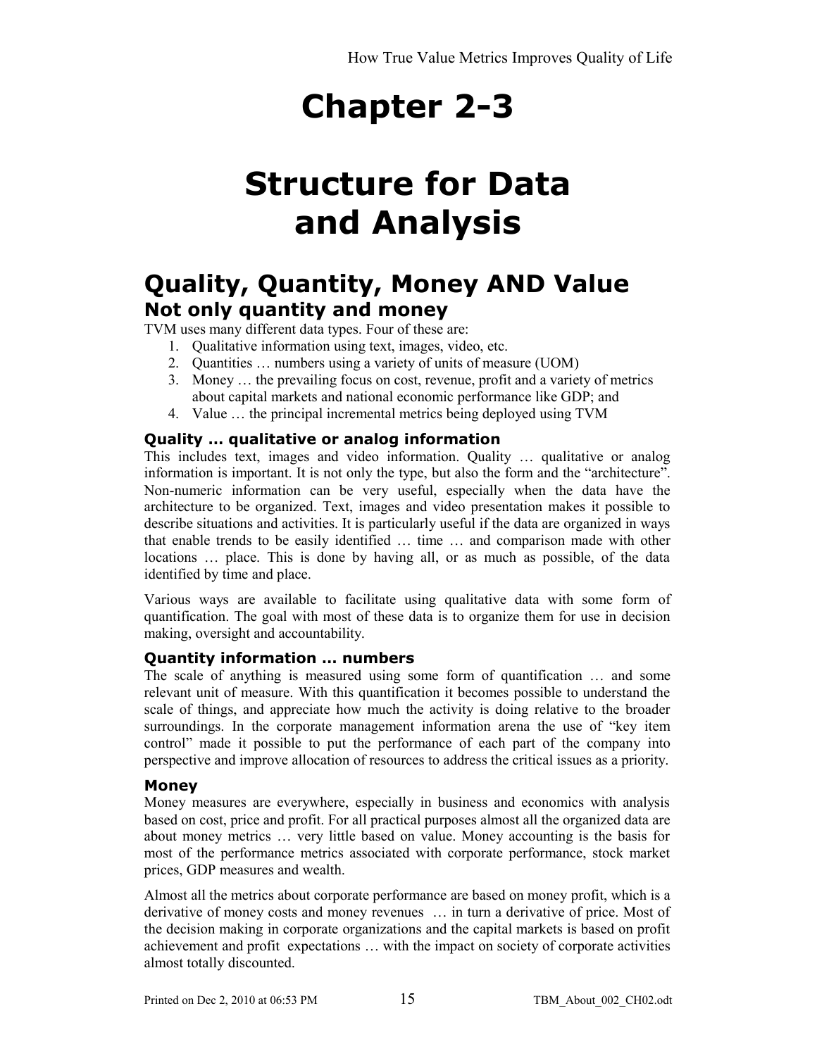# Chapter 2-3

# Structure for Data and Analysis

## Quality, Quantity, Money AND Value

### Not only quantity and money

TVM uses many different data types. Four of these are:

1. Qualitative information using text, images, video, etc.
2. Quantities … numbers using a variety of units of measure (UOM)
3. Money … the prevailing focus on cost, revenue, profit and a variety of metrics about capital markets and national economic performance like GDP; and
4. Value … the principal incremental metrics being deployed using TVM

#### Quality … qualitative or analog information

This includes text, images and video information. Quality … qualitative or analog information is important. It is not only the type, but also the form and the "architecture". Non-numeric information can be very useful, especially when the data have the architecture to be organized. Text, images and video presentation makes it possible to describe situations and activities. It is particularly useful if the data are organized in ways that enable trends to be easily identified … time … and comparison made with other locations … place. This is done by having all, or as much as possible, of the data identified by time and place.

Various ways are available to facilitate using qualitative data with some form of quantification. The goal with most of these data is to organize them for use in decision making, oversight and accountability.

#### Quantity information … numbers

The scale of anything is measured using some form of quantification … and some relevant unit of measure. With this quantification it becomes possible to understand the scale of things, and appreciate how much the activity is doing relative to the broader surroundings. In the corporate management information arena the use of "key item control" made it possible to put the performance of each part of the company into perspective and improve allocation of resources to address the critical issues as a priority.

#### Money

Money measures are everywhere, especially in business and economics with analysis based on cost, price and profit. For all practical purposes almost all the organized data are about money metrics … very little based on value. Money accounting is the basis for most of the performance metrics associated with corporate performance, stock market prices, GDP measures and wealth.

Almost all the metrics about corporate performance are based on money profit, which is a derivative of money costs and money revenues … in turn a derivative of price. Most of the decision making in corporate organizations and the capital markets is based on profit achievement and profit expectations … with the impact on society of corporate activities almost totally discounted.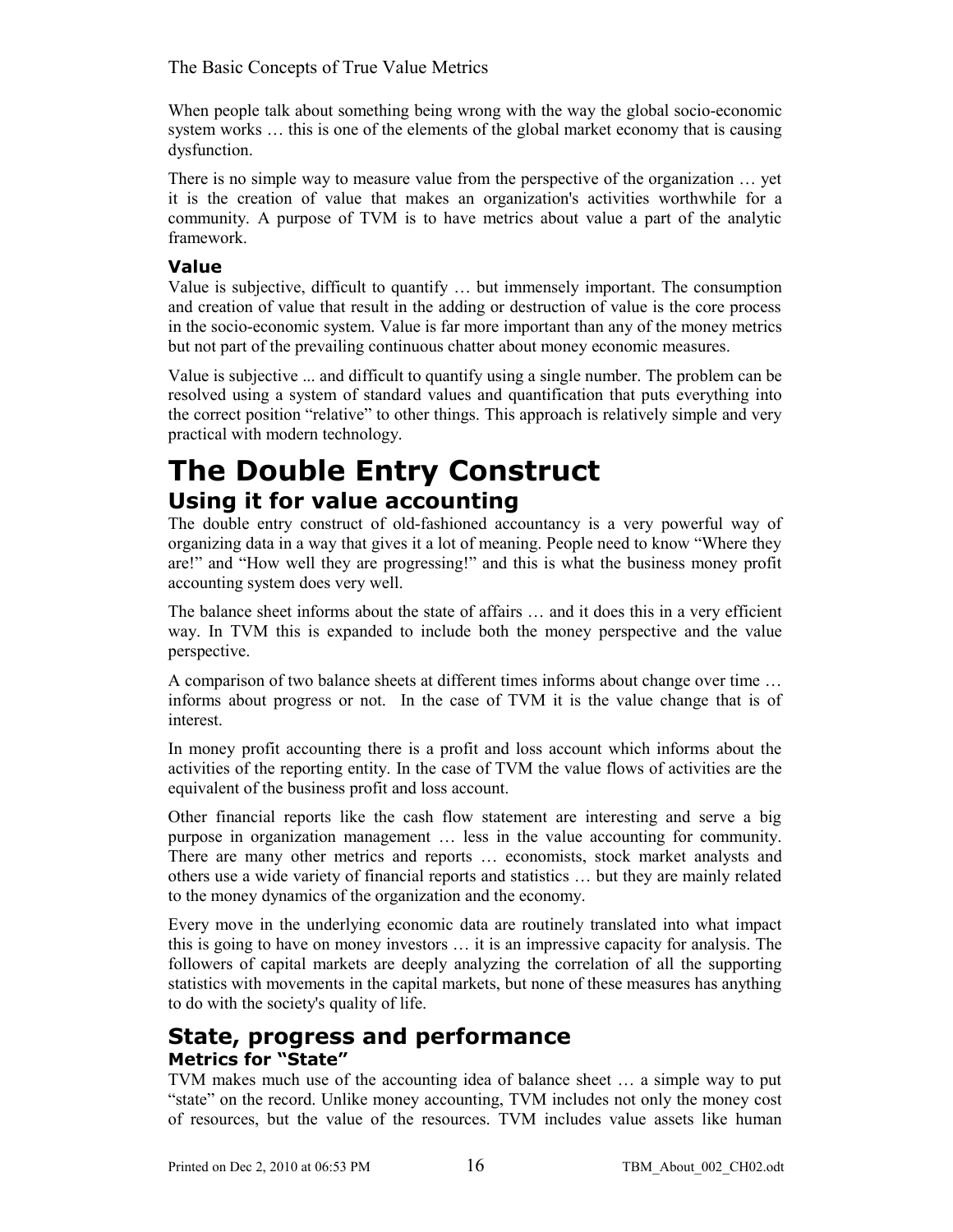When people talk about something being wrong with the way the global socio-economic system works … this is one of the elements of the global market economy that is causing dysfunction.

There is no simple way to measure value from the perspective of the organization … yet it is the creation of value that makes an organization's activities worthwhile for a community. A purpose of TVM is to have metrics about value a part of the analytic framework.

### Value

Value is subjective, difficult to quantify … but immensely important. The consumption and creation of value that result in the adding or destruction of value is the core process in the socio-economic system. Value is far more important than any of the money metrics but not part of the prevailing continuous chatter about money economic measures.

Value is subjective ... and difficult to quantify using a single number. The problem can be resolved using a system of standard values and quantification that puts everything into the correct position "relative" to other things. This approach is relatively simple and very practical with modern technology.

# The Double Entry Construct

## Using it for value accounting

The double entry construct of old-fashioned accountancy is a very powerful way of organizing data in a way that gives it a lot of meaning. People need to know "Where they are!" and "How well they are progressing!" and this is what the business money profit accounting system does very well.

The balance sheet informs about the state of affairs … and it does this in a very efficient way. In TVM this is expanded to include both the money perspective and the value perspective.

A comparison of two balance sheets at different times informs about change over time … informs about progress or not. In the case of TVM it is the value change that is of interest.

In money profit accounting there is a profit and loss account which informs about the activities of the reporting entity. In the case of TVM the value flows of activities are the equivalent of the business profit and loss account.

Other financial reports like the cash flow statement are interesting and serve a big purpose in organization management … less in the value accounting for community. There are many other metrics and reports … economists, stock market analysts and others use a wide variety of financial reports and statistics … but they are mainly related to the money dynamics of the organization and the economy.

Every move in the underlying economic data are routinely translated into what impact this is going to have on money investors … it is an impressive capacity for analysis. The followers of capital markets are deeply analyzing the correlation of all the supporting statistics with movements in the capital markets, but none of these measures has anything to do with the society's quality of life.

## State, progress and performance

### Metrics for "State"

TVM makes much use of the accounting idea of balance sheet … a simple way to put "state" on the record. Unlike money accounting, TVM includes not only the money cost of resources, but the value of the resources. TVM includes value assets like human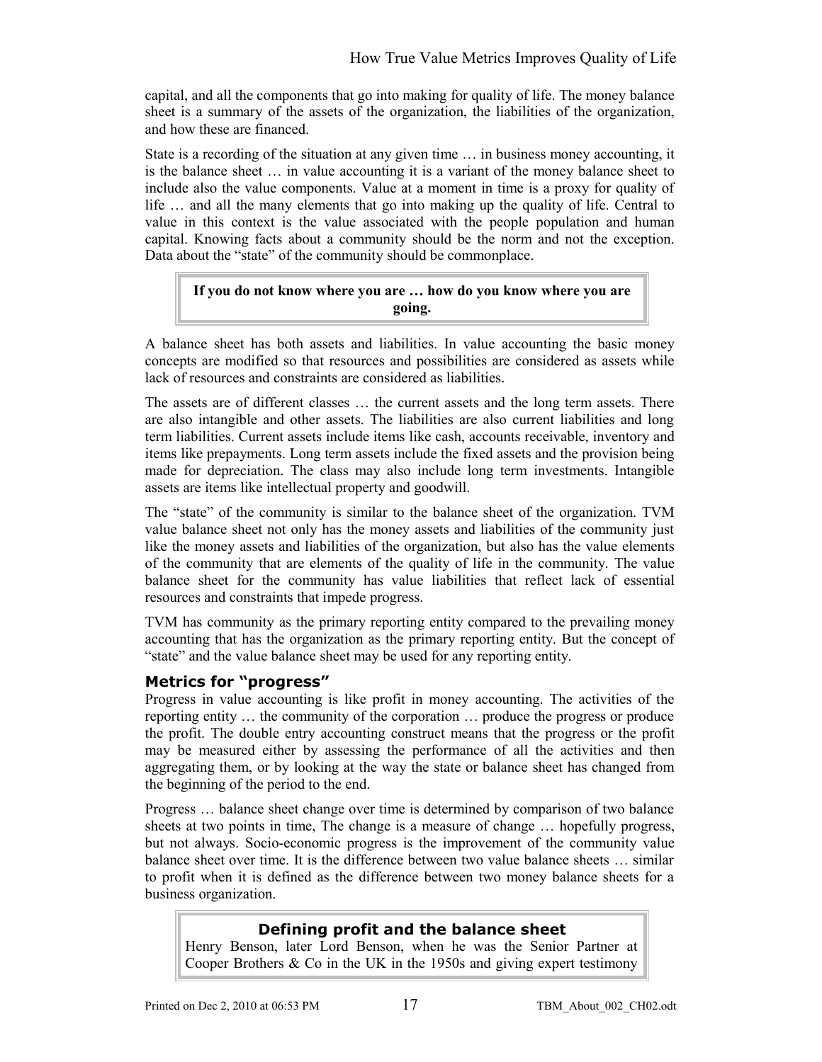capital, and all the components that go into making for quality of life. The money balance sheet is a summary of the assets of the organization, the liabilities of the organization, and how these are financed.

State is a recording of the situation at any given time … in business money accounting, it is the balance sheet … in value accounting it is a variant of the money balance sheet to include also the value components. Value at a moment in time is a proxy for quality of life … and all the many elements that go into making up the quality of life. Central to value in this context is the value associated with the people population and human capital. Knowing facts about a community should be the norm and not the exception. Data about the "state" of the community should be commonplace.

> **If you do not know where you are … how do you know where you are going.**

A balance sheet has both assets and liabilities. In value accounting the basic money concepts are modified so that resources and possibilities are considered as assets while lack of resources and constraints are considered as liabilities.

The assets are of different classes … the current assets and the long term assets. There are also intangible and other assets. The liabilities are also current liabilities and long term liabilities. Current assets include items like cash, accounts receivable, inventory and items like prepayments. Long term assets include the fixed assets and the provision being made for depreciation. The class may also include long term investments. Intangible assets are items like intellectual property and goodwill.

The "state" of the community is similar to the balance sheet of the organization. TVM value balance sheet not only has the money assets and liabilities of the community just like the money assets and liabilities of the organization, but also has the value elements of the community that are elements of the quality of life in the community. The value balance sheet for the community has value liabilities that reflect lack of essential resources and constraints that impede progress.

TVM has community as the primary reporting entity compared to the prevailing money accounting that has the organization as the primary reporting entity. But the concept of "state" and the value balance sheet may be used for any reporting entity.

### Metrics for "progress"

Progress in value accounting is like profit in money accounting. The activities of the reporting entity … the community of the corporation … produce the progress or produce the profit. The double entry accounting construct means that the progress or the profit may be measured either by assessing the performance of all the activities and then aggregating them, or by looking at the way the state or balance sheet has changed from the beginning of the period to the end.

Progress … balance sheet change over time is determined by comparison of two balance sheets at two points in time, The change is a measure of change … hopefully progress, but not always. Socio-economic progress is the improvement of the community value balance sheet over time. It is the difference between two value balance sheets … similar to profit when it is defined as the difference between two money balance sheets for a business organization.

> **Defining profit and the balance sheet**
>
> Henry Benson, later Lord Benson, when he was the Senior Partner at Cooper Brothers & Co in the UK in the 1950s and giving expert testimony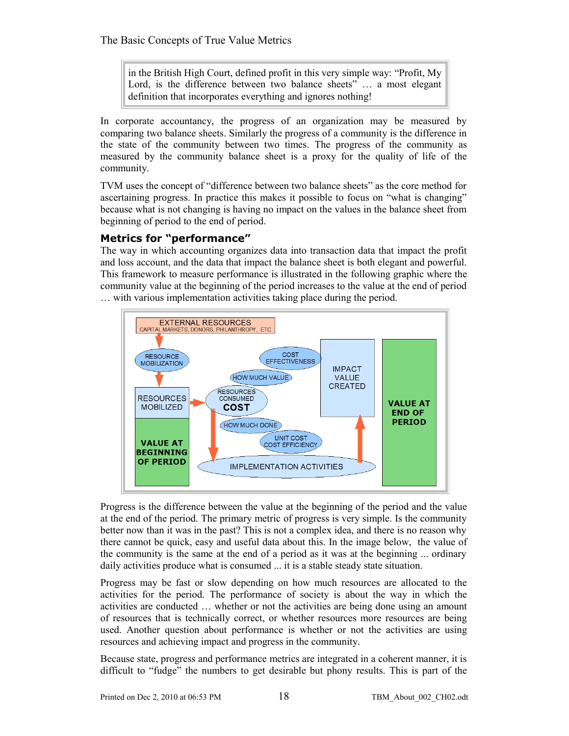in the British High Court, defined profit in this very simple way: “Profit, My Lord, is the difference between two balance sheets” … a most elegant definition that incorporates everything and ignores nothing!

In corporate accountancy, the progress of an organization may be measured by comparing two balance sheets. Similarly the progress of a community is the difference in the state of the community between two times. The progress of the community as measured by the community balance sheet is a proxy for the quality of life of the community.

TVM uses the concept of “difference between two balance sheets” as the core method for ascertaining progress. In practice this makes it possible to focus on “what is changing” because what is not changing is having no impact on the values in the balance sheet from beginning of period to the end of period.

## Metrics for “performance”

The way in which accounting organizes data into transaction data that impact the profit and loss account, and the data that impact the balance sheet is both elegant and powerful. This framework to measure performance is illustrated in the following graphic where the community value at the beginning of the period increases to the value at the end of period … with various implementation activities taking place during the period.

Progress is the difference between the value at the beginning of the period and the value at the end of the period. The primary metric of progress is very simple. Is the community better now than it was in the past? This is not a complex idea, and there is no reason why there cannot be quick, easy and useful data about this. In the image below, the value of the community is the same at the end of a period as it was at the beginning ... ordinary daily activities produce what is consumed ... it is a stable steady state situation.

Progress may be fast or slow depending on how much resources are allocated to the activities for the period. The performance of society is about the way in which the activities are conducted … whether or not the activities are being done using an amount of resources that is technically correct, or whether resources more resources are being used. Another question about performance is whether or not the activities are using resources and achieving impact and progress in the community.

Because state, progress and performance metrics are integrated in a coherent manner, it is difficult to “fudge” the numbers to get desirable but phony results. This is part of the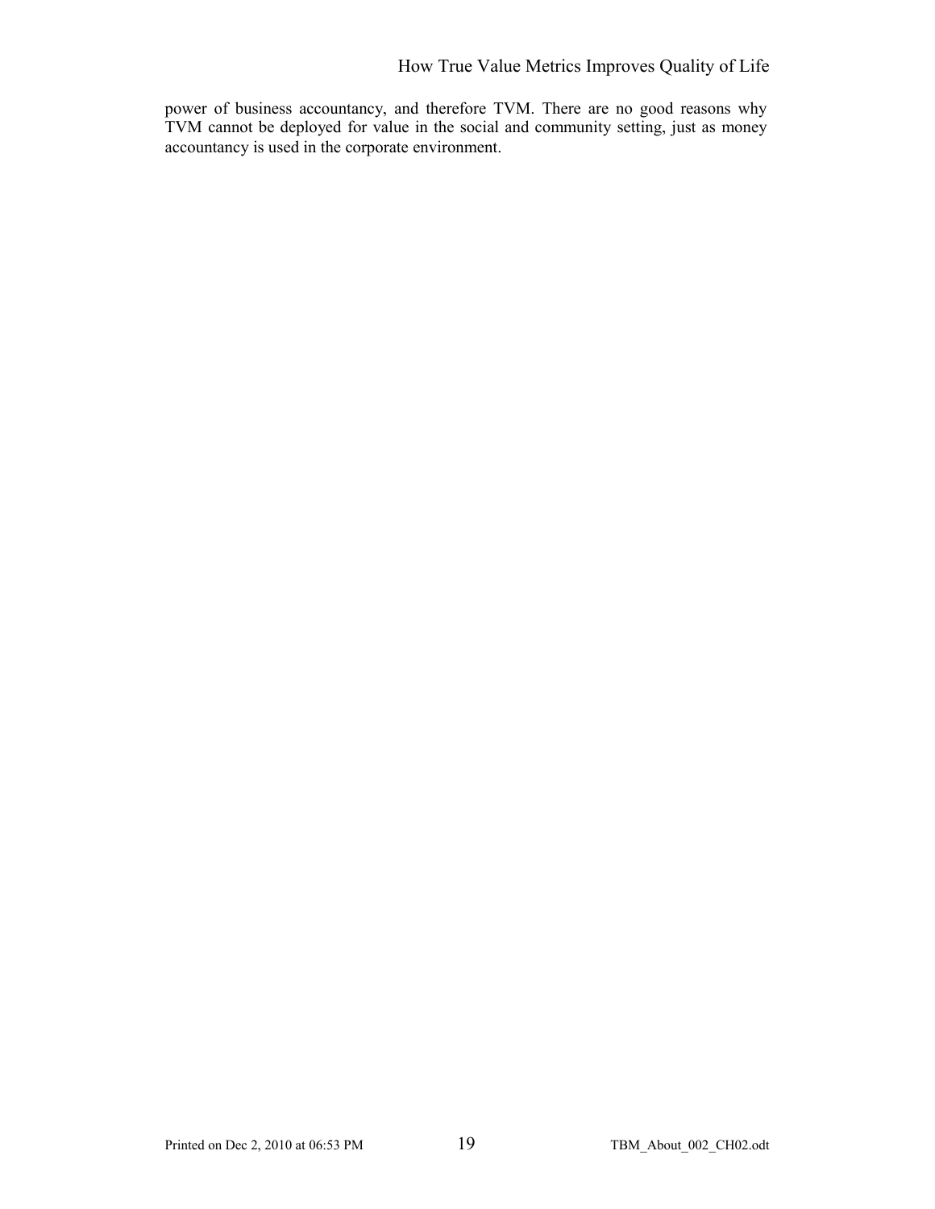power of business accountancy, and therefore TVM. There are no good reasons why TVM cannot be deployed for value in the social and community setting, just as money accountancy is used in the corporate environment.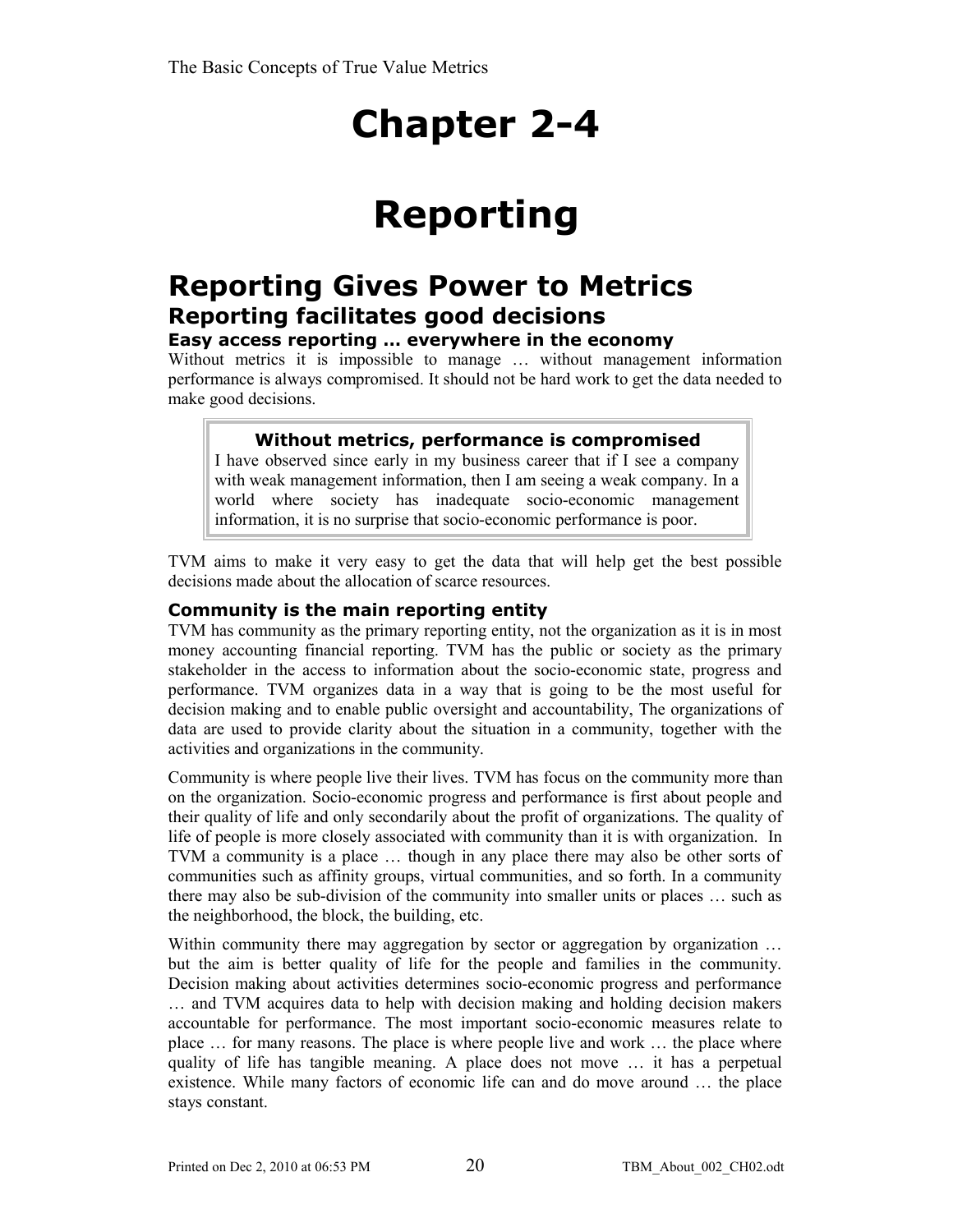# Chapter 2-4

# Reporting

## Reporting Gives Power to Metrics

### Reporting facilitates good decisions

#### Easy access reporting … everywhere in the economy

Without metrics it is impossible to manage … without management information performance is always compromised. It should not be hard work to get the data needed to make good decisions.

> **Without metrics, performance is compromised**
>
> I have observed since early in my business career that if I see a company with weak management information, then I am seeing a weak company. In a world where society has inadequate socio-economic management information, it is no surprise that socio-economic performance is poor.

TVM aims to make it very easy to get the data that will help get the best possible decisions made about the allocation of scarce resources.

#### Community is the main reporting entity

TVM has community as the primary reporting entity, not the organization as it is in most money accounting financial reporting. TVM has the public or society as the primary stakeholder in the access to information about the socio-economic state, progress and performance. TVM organizes data in a way that is going to be the most useful for decision making and to enable public oversight and accountability, The organizations of data are used to provide clarity about the situation in a community, together with the activities and organizations in the community.

Community is where people live their lives. TVM has focus on the community more than on the organization. Socio-economic progress and performance is first about people and their quality of life and only secondarily about the profit of organizations. The quality of life of people is more closely associated with community than it is with organization. In TVM a community is a place … though in any place there may also be other sorts of communities such as affinity groups, virtual communities, and so forth. In a community there may also be sub-division of the community into smaller units or places … such as the neighborhood, the block, the building, etc.

Within community there may aggregation by sector or aggregation by organization … but the aim is better quality of life for the people and families in the community. Decision making about activities determines socio-economic progress and performance … and TVM acquires data to help with decision making and holding decision makers accountable for performance. The most important socio-economic measures relate to place … for many reasons. The place is where people live and work … the place where quality of life has tangible meaning. A place does not move … it has a perpetual existence. While many factors of economic life can and do move around … the place stays constant.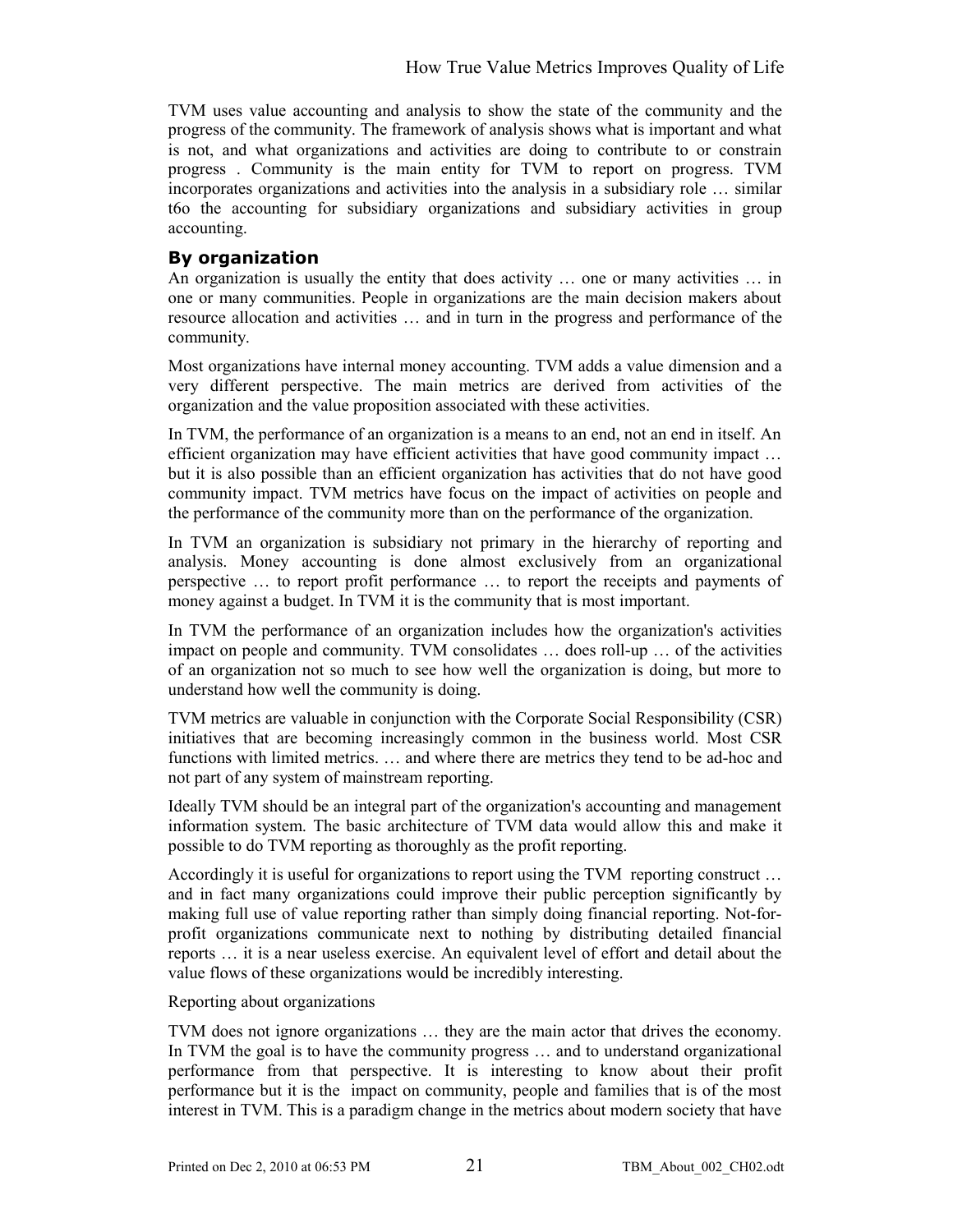TVM uses value accounting and analysis to show the state of the community and the progress of the community. The framework of analysis shows what is important and what is not, and what organizations and activities are doing to contribute to or constrain progress . Community is the main entity for TVM to report on progress. TVM incorporates organizations and activities into the analysis in a subsidiary role … similar t6o the accounting for subsidiary organizations and subsidiary activities in group accounting.

## By organization

An organization is usually the entity that does activity … one or many activities … in one or many communities. People in organizations are the main decision makers about resource allocation and activities … and in turn in the progress and performance of the community.

Most organizations have internal money accounting. TVM adds a value dimension and a very different perspective. The main metrics are derived from activities of the organization and the value proposition associated with these activities.

In TVM, the performance of an organization is a means to an end, not an end in itself. An efficient organization may have efficient activities that have good community impact … but it is also possible than an efficient organization has activities that do not have good community impact. TVM metrics have focus on the impact of activities on people and the performance of the community more than on the performance of the organization.

In TVM an organization is subsidiary not primary in the hierarchy of reporting and analysis. Money accounting is done almost exclusively from an organizational perspective … to report profit performance … to report the receipts and payments of money against a budget. In TVM it is the community that is most important.

In TVM the performance of an organization includes how the organization's activities impact on people and community. TVM consolidates … does roll-up … of the activities of an organization not so much to see how well the organization is doing, but more to understand how well the community is doing.

TVM metrics are valuable in conjunction with the Corporate Social Responsibility (CSR) initiatives that are becoming increasingly common in the business world. Most CSR functions with limited metrics. … and where there are metrics they tend to be ad-hoc and not part of any system of mainstream reporting.

Ideally TVM should be an integral part of the organization's accounting and management information system. The basic architecture of TVM data would allow this and make it possible to do TVM reporting as thoroughly as the profit reporting.

Accordingly it is useful for organizations to report using the TVM reporting construct … and in fact many organizations could improve their public perception significantly by making full use of value reporting rather than simply doing financial reporting. Not-for-profit organizations communicate next to nothing by distributing detailed financial reports … it is a near useless exercise. An equivalent level of effort and detail about the value flows of these organizations would be incredibly interesting.

Reporting about organizations

TVM does not ignore organizations … they are the main actor that drives the economy. In TVM the goal is to have the community progress … and to understand organizational performance from that perspective. It is interesting to know about their profit performance but it is the impact on community, people and families that is of the most interest in TVM. This is a paradigm change in the metrics about modern society that have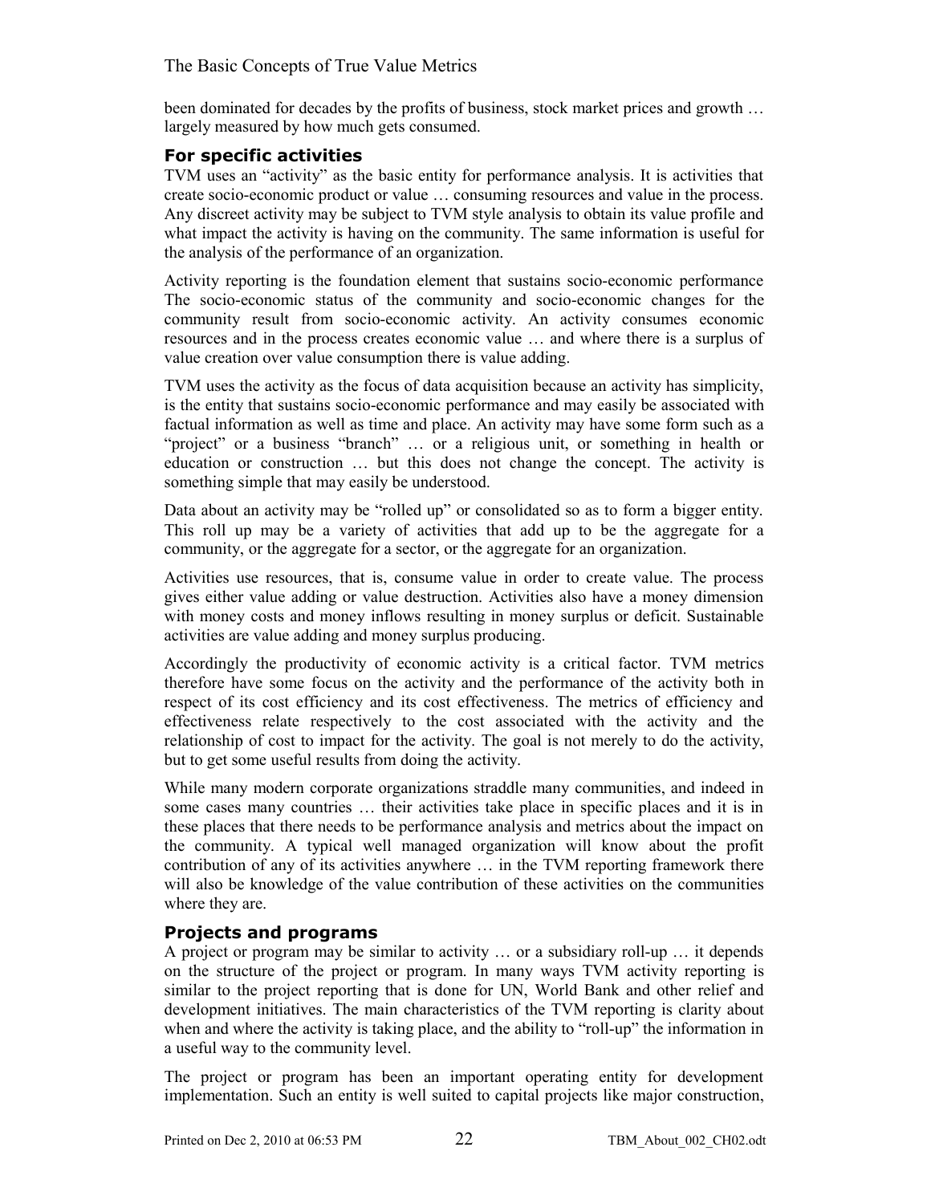been dominated for decades by the profits of business, stock market prices and growth … largely measured by how much gets consumed.

### For specific activities

TVM uses an "activity" as the basic entity for performance analysis. It is activities that create socio-economic product or value … consuming resources and value in the process. Any discreet activity may be subject to TVM style analysis to obtain its value profile and what impact the activity is having on the community. The same information is useful for the analysis of the performance of an organization.

Activity reporting is the foundation element that sustains socio-economic performance The socio-economic status of the community and socio-economic changes for the community result from socio-economic activity. An activity consumes economic resources and in the process creates economic value … and where there is a surplus of value creation over value consumption there is value adding.

TVM uses the activity as the focus of data acquisition because an activity has simplicity, is the entity that sustains socio-economic performance and may easily be associated with factual information as well as time and place. An activity may have some form such as a "project" or a business "branch" … or a religious unit, or something in health or education or construction … but this does not change the concept. The activity is something simple that may easily be understood.

Data about an activity may be "rolled up" or consolidated so as to form a bigger entity. This roll up may be a variety of activities that add up to be the aggregate for a community, or the aggregate for a sector, or the aggregate for an organization.

Activities use resources, that is, consume value in order to create value. The process gives either value adding or value destruction. Activities also have a money dimension with money costs and money inflows resulting in money surplus or deficit. Sustainable activities are value adding and money surplus producing.

Accordingly the productivity of economic activity is a critical factor. TVM metrics therefore have some focus on the activity and the performance of the activity both in respect of its cost efficiency and its cost effectiveness. The metrics of efficiency and effectiveness relate respectively to the cost associated with the activity and the relationship of cost to impact for the activity. The goal is not merely to do the activity, but to get some useful results from doing the activity.

While many modern corporate organizations straddle many communities, and indeed in some cases many countries … their activities take place in specific places and it is in these places that there needs to be performance analysis and metrics about the impact on the community. A typical well managed organization will know about the profit contribution of any of its activities anywhere … in the TVM reporting framework there will also be knowledge of the value contribution of these activities on the communities where they are.

### Projects and programs

A project or program may be similar to activity … or a subsidiary roll-up … it depends on the structure of the project or program. In many ways TVM activity reporting is similar to the project reporting that is done for UN, World Bank and other relief and development initiatives. The main characteristics of the TVM reporting is clarity about when and where the activity is taking place, and the ability to "roll-up" the information in a useful way to the community level.

The project or program has been an important operating entity for development implementation. Such an entity is well suited to capital projects like major construction,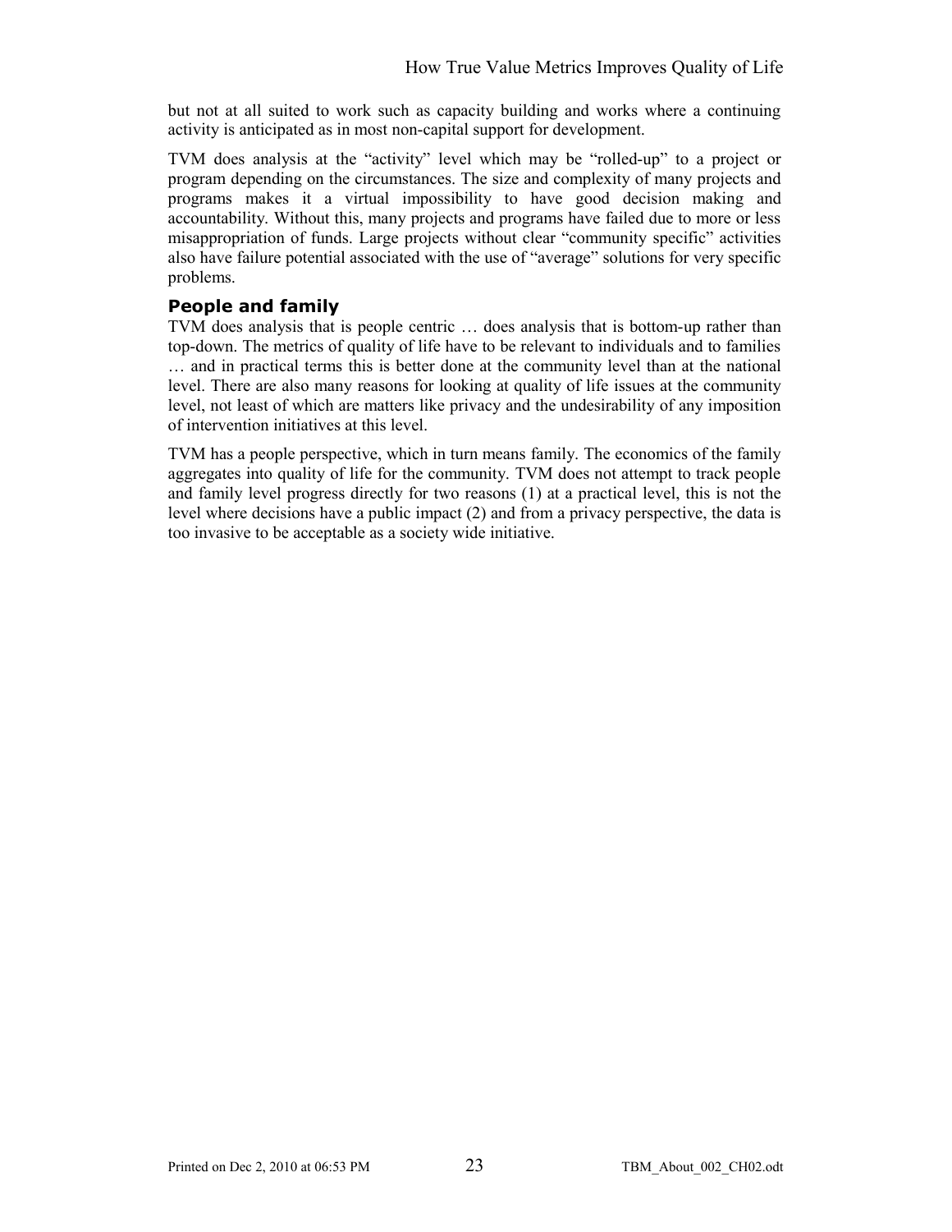but not at all suited to work such as capacity building and works where a continuing activity is anticipated as in most non-capital support for development.

TVM does analysis at the "activity" level which may be "rolled-up" to a project or program depending on the circumstances. The size and complexity of many projects and programs makes it a virtual impossibility to have good decision making and accountability. Without this, many projects and programs have failed due to more or less misappropriation of funds. Large projects without clear "community specific" activities also have failure potential associated with the use of "average" solutions for very specific problems.

### People and family

TVM does analysis that is people centric … does analysis that is bottom-up rather than top-down. The metrics of quality of life have to be relevant to individuals and to families … and in practical terms this is better done at the community level than at the national level. There are also many reasons for looking at quality of life issues at the community level, not least of which are matters like privacy and the undesirability of any imposition of intervention initiatives at this level.

TVM has a people perspective, which in turn means family. The economics of the family aggregates into quality of life for the community. TVM does not attempt to track people and family level progress directly for two reasons (1) at a practical level, this is not the level where decisions have a public impact (2) and from a privacy perspective, the data is too invasive to be acceptable as a society wide initiative.